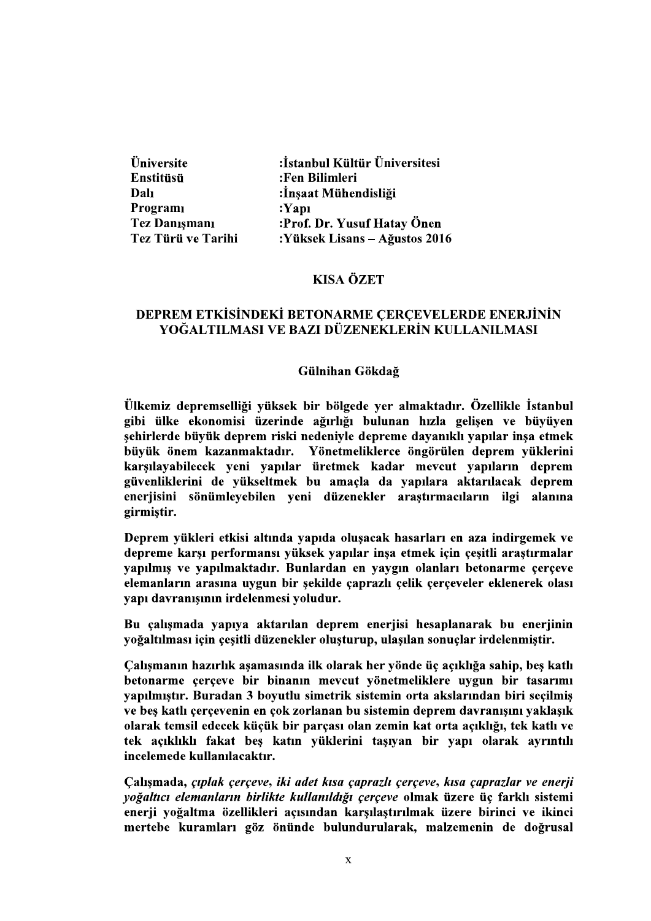| | |
|---|---|
| **Üniversite** | **:İstanbul Kültür Üniversitesi** |
| **Enstitüsü** | **:Fen Bilimleri** |
| **Dalı** | **:İnşaat Mühendisliği** |
| **Programı** | **:Yapı** |
| **Tez Danışmanı** | **:Prof. Dr. Yusuf Hatay Önen** |
| **Tez Türü ve Tarihi** | **:Yüksek Lisans – Ağustos 2016** |

## KISA ÖZET

## DEPREM ETKİSİNDEKİ BETONARME ÇERÇEVELERDE ENERJİNİN YOĞALTILMASI VE BAZI DÜZENEKLERİN KULLANILMASI

**Gülnihan Gökdağ**

**Ülkemiz depremselliği yüksek bir bölgede yer almaktadır. Özellikle İstanbul gibi ülke ekonomisi üzerinde ağırlığı bulunan hızla gelişen ve büyüyen şehirlerde büyük deprem riski nedeniyle depreme dayanıklı yapılar inşa etmek büyük önem kazanmaktadır. Yönetmeliklerce öngörülen deprem yüklerini karşılayabilecek yeni yapılar üretmek kadar mevcut yapıların deprem güvenliklerini de yükseltmek bu amaçla da yapılara aktarılacak deprem enerjisini sönümleyebilen yeni düzenekler araştırmacıların ilgi alanına girmiştir.**

**Deprem yükleri etkisi altında yapıda oluşacak hasarları en aza indirgemek ve depreme karşı performansı yüksek yapılar inşa etmek için çeşitli araştırmalar yapılmış ve yapılmaktadır. Bunlardan en yaygın olanları betonarme çerçeve elemanların arasına uygun bir şekilde çaprazlı çelik çerçeveler eklenerek olası yapı davranışının irdelenmesi yoludur.**

**Bu çalışmada yapıya aktarılan deprem enerjisi hesaplanarak bu enerjinin yoğaltılması için çeşitli düzenekler oluşturup, ulaşılan sonuçlar irdelenmiştir.**

**Çalışmanın hazırlık aşamasında ilk olarak her yönde üç açıklığa sahip, beş katlı betonarme çerçeve bir binanın mevcut yönetmeliklere uygun bir tasarımı yapılmıştır. Buradan 3 boyutlu simetrik sistemin orta akslarından biri seçilmiş ve beş katlı çerçevenin en çok zorlanan bu sistemin deprem davranışını yaklaşık olarak temsil edecek küçük bir parçası olan zemin kat orta açıklığı, tek katlı ve tek açıklıklı fakat beş katın yüklerini taşıyan bir yapı olarak ayrıntılı incelemede kullanılacaktır.**

**Çalışmada, *çıplak çerçeve, iki adet kısa çaprazlı çerçeve, kısa çaprazlar ve enerji yoğaltıcı elemanların birlikte kullanıldığı çerçeve* olmak üzere üç farklı sistemi enerji yoğaltma özellikleri açısından karşılaştırılmak üzere birinci ve ikinci mertebe kuramları göz önünde bulundurularak, malzemenin de doğrusal**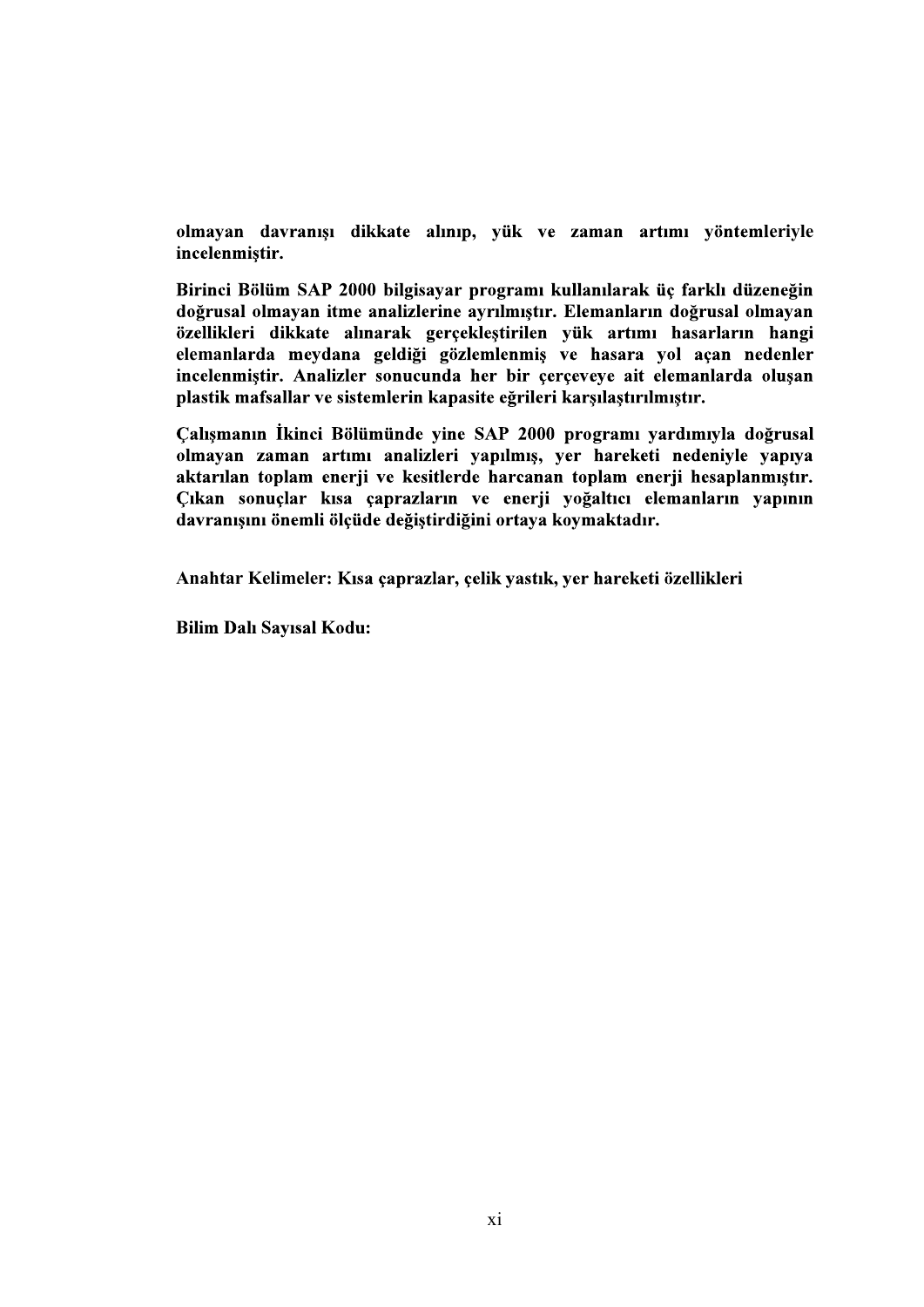**olmayan davranışı dikkate alınıp, yük ve zaman artımı yöntemleriyle incelenmiştir.**

**Birinci Bölüm SAP 2000 bilgisayar programı kullanılarak üç farklı düzeneğin doğrusal olmayan itme analizlerine ayrılmıştır. Elemanların doğrusal olmayan özellikleri dikkate alınarak gerçekleştirilen yük artımı hasarların hangi elemanlarda meydana geldiği gözlemlenmiş ve hasara yol açan nedenler incelenmiştir. Analizler sonucunda her bir çerçeveye ait elemanlarda oluşan plastik mafsallar ve sistemlerin kapasite eğrileri karşılaştırılmıştır.**

**Çalışmanın İkinci Bölümünde yine SAP 2000 programı yardımıyla doğrusal olmayan zaman artımı analizleri yapılmış, yer hareketi nedeniyle yapıya aktarılan toplam enerji ve kesitlerde harcanan toplam enerji hesaplanmıştır. Çıkan sonuçlar kısa çaprazların ve enerji yoğaltıcı elemanların yapının davranışını önemli ölçüde değiştirdiğini ortaya koymaktadır.**

**Anahtar Kelimeler: Kısa çaprazlar, çelik yastık, yer hareketi özellikleri**

**Bilim Dalı Sayısal Kodu:**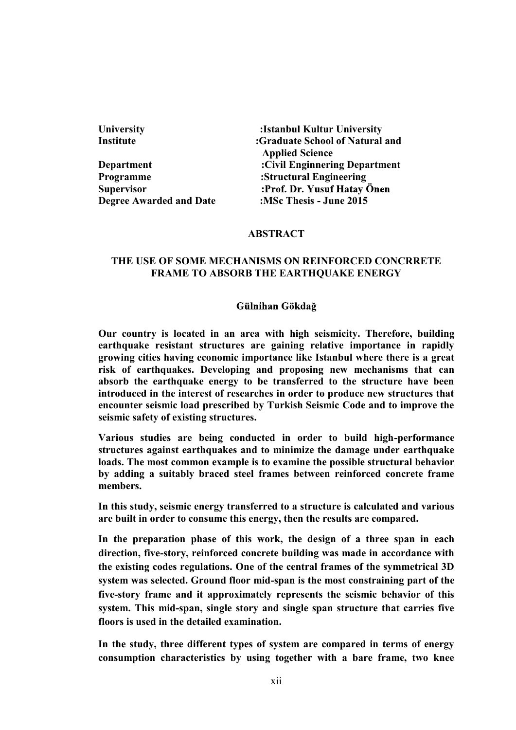| | |
|---|---|
| **University** | **:Istanbul Kultur University** |
| **Institute** | **:Graduate School of Natural and Applied Science** |
| **Department** | **:Civil Enginnering Department** |
| **Programme** | **:Structural Engineering** |
| **Supervisor** | **:Prof. Dr. Yusuf Hatay Önen** |
| **Degree Awarded and Date** | **:MSc Thesis - June 2015** |

## ABSTRACT

## THE USE OF SOME MECHANISMS ON REINFORCED CONCRRETE FRAME TO ABSORB THE EARTHQUAKE ENERGY

**Gülnihan Gökdağ**

**Our country is located in an area with high seismicity. Therefore, building earthquake resistant structures are gaining relative importance in rapidly growing cities having economic importance like Istanbul where there is a great risk of earthquakes. Developing and proposing new mechanisms that can absorb the earthquake energy to be transferred to the structure have been introduced in the interest of researches in order to produce new structures that encounter seismic load prescribed by Turkish Seismic Code and to improve the seismic safety of existing structures.**

**Various studies are being conducted in order to build high-performance structures against earthquakes and to minimize the damage under earthquake loads. The most common example is to examine the possible structural behavior by adding a suitably braced steel frames between reinforced concrete frame members.**

**In this study, seismic energy transferred to a structure is calculated and various are built in order to consume this energy, then the results are compared.**

**In the preparation phase of this work, the design of a three span in each direction, five-story, reinforced concrete building was made in accordance with the existing codes regulations. One of the central frames of the symmetrical 3D system was selected. Ground floor mid-span is the most constraining part of the five-story frame and it approximately represents the seismic behavior of this system. This mid-span, single story and single span structure that carries five floors is used in the detailed examination.**

**In the study, three different types of system are compared in terms of energy consumption characteristics by using together with a bare frame, two knee**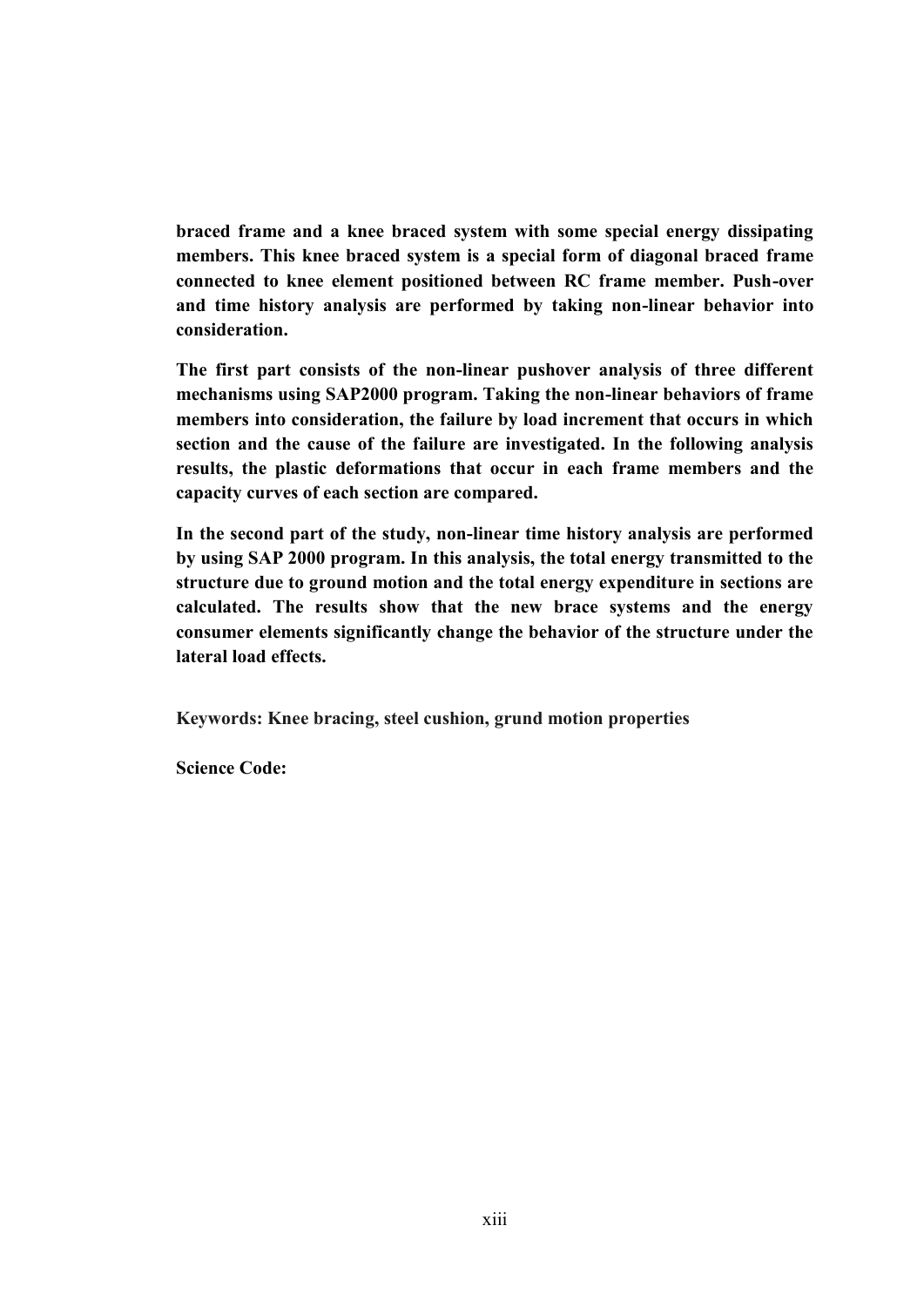**braced frame and a knee braced system with some special energy dissipating members. This knee braced system is a special form of diagonal braced frame connected to knee element positioned between RC frame member. Push-over and time history analysis are performed by taking non-linear behavior into consideration.**

**The first part consists of the non-linear pushover analysis of three different mechanisms using SAP2000 program. Taking the non-linear behaviors of frame members into consideration, the failure by load increment that occurs in which section and the cause of the failure are investigated. In the following analysis results, the plastic deformations that occur in each frame members and the capacity curves of each section are compared.**

**In the second part of the study, non-linear time history analysis are performed by using SAP 2000 program. In this analysis, the total energy transmitted to the structure due to ground motion and the total energy expenditure in sections are calculated. The results show that the new brace systems and the energy consumer elements significantly change the behavior of the structure under the lateral load effects.**

**Keywords: Knee bracing, steel cushion, grund motion properties**

**Science Code:**